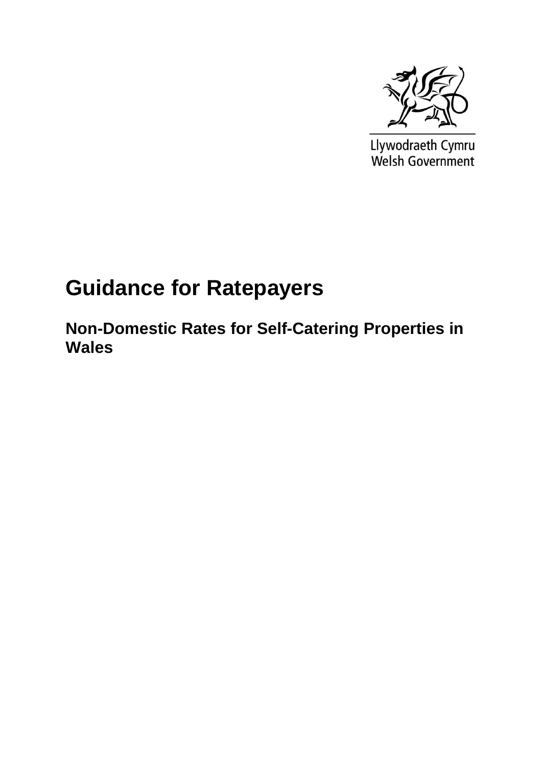Llywodraeth Cymru
Welsh Government

# Guidance for Ratepayers

## Non-Domestic Rates for Self-Catering Properties in Wales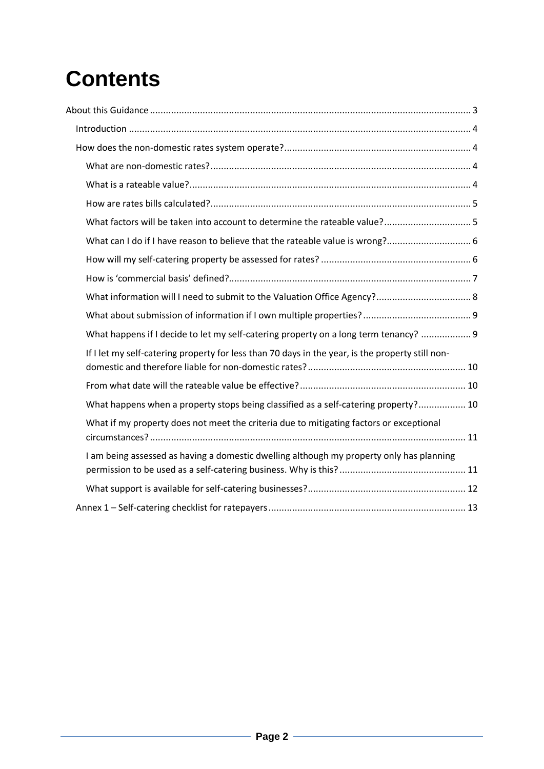# Contents

- About this Guidance ..... 3
  - Introduction ..... 4
  - How does the non-domestic rates system operate? ..... 4
    - What are non-domestic rates? ..... 4
    - What is a rateable value? ..... 4
    - How are rates bills calculated? ..... 5
    - What factors will be taken into account to determine the rateable value? ..... 5
    - What can I do if I have reason to believe that the rateable value is wrong? ..... 6
    - How will my self-catering property be assessed for rates? ..... 6
    - How is 'commercial basis' defined? ..... 7
    - What information will I need to submit to the Valuation Office Agency? ..... 8
    - What about submission of information if I own multiple properties? ..... 9
    - What happens if I decide to let my self-catering property on a long term tenancy? ..... 9
    - If I let my self-catering property for less than 70 days in the year, is the property still non-domestic and therefore liable for non-domestic rates? ..... 10
    - From what date will the rateable value be effective? ..... 10
    - What happens when a property stops being classified as a self-catering property? ..... 10
    - What if my property does not meet the criteria due to mitigating factors or exceptional circumstances? ..... 11
    - I am being assessed as having a domestic dwelling although my property only has planning permission to be used as a self-catering business. Why is this? ..... 11
    - What support is available for self-catering businesses? ..... 12
  - Annex 1 – Self-catering checklist for ratepayers ..... 13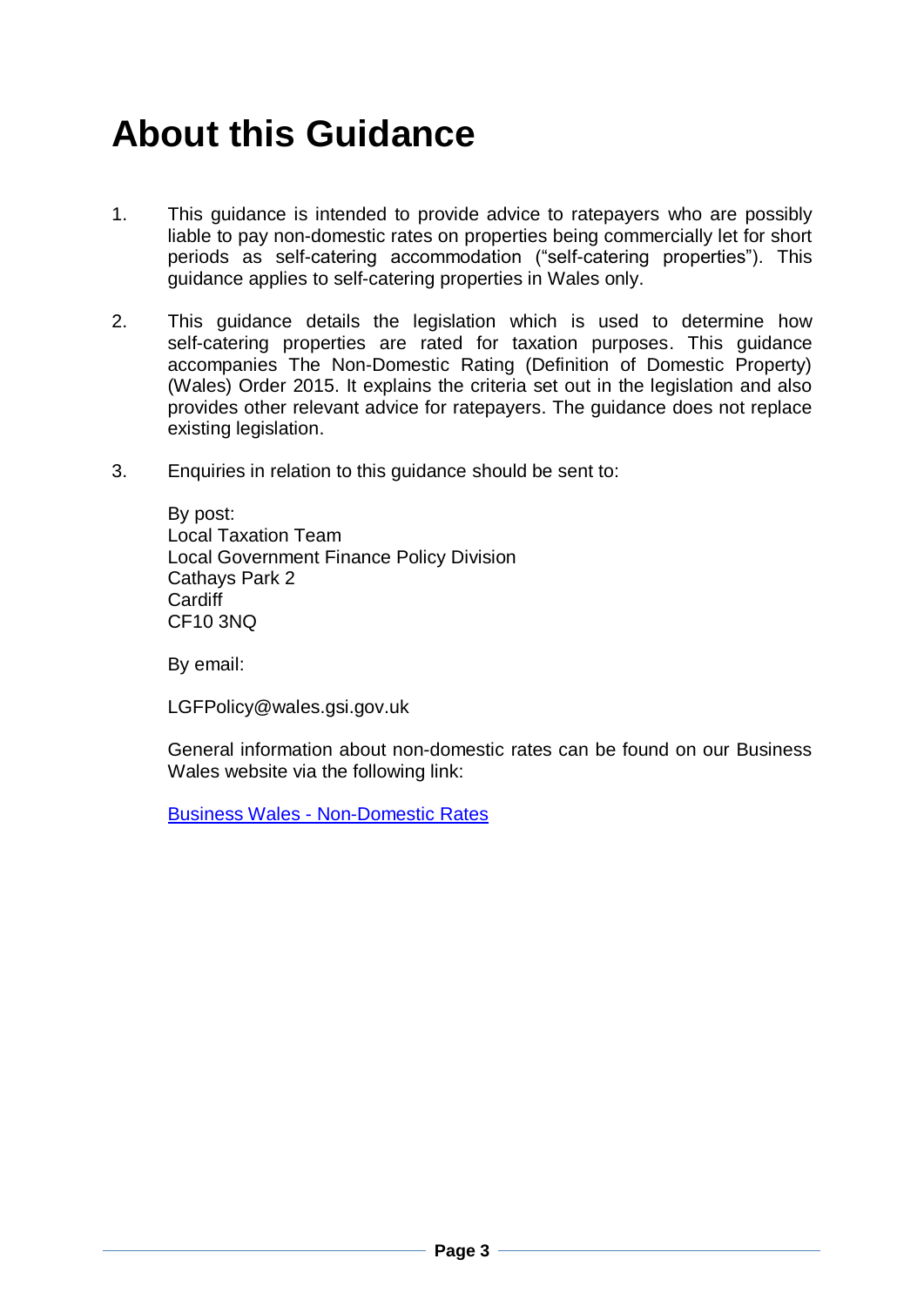# About this Guidance

1. This guidance is intended to provide advice to ratepayers who are possibly liable to pay non-domestic rates on properties being commercially let for short periods as self-catering accommodation ("self-catering properties"). This guidance applies to self-catering properties in Wales only.

2. This guidance details the legislation which is used to determine how self-catering properties are rated for taxation purposes. This guidance accompanies The Non-Domestic Rating (Definition of Domestic Property) (Wales) Order 2015. It explains the criteria set out in the legislation and also provides other relevant advice for ratepayers. The guidance does not replace existing legislation.

3. Enquiries in relation to this guidance should be sent to:

   By post:
   Local Taxation Team
   Local Government Finance Policy Division
   Cathays Park 2
   Cardiff
   CF10 3NQ

   By email:

   LGFPolicy@wales.gsi.gov.uk

   General information about non-domestic rates can be found on our Business Wales website via the following link:

   [Business Wales - Non-Domestic Rates]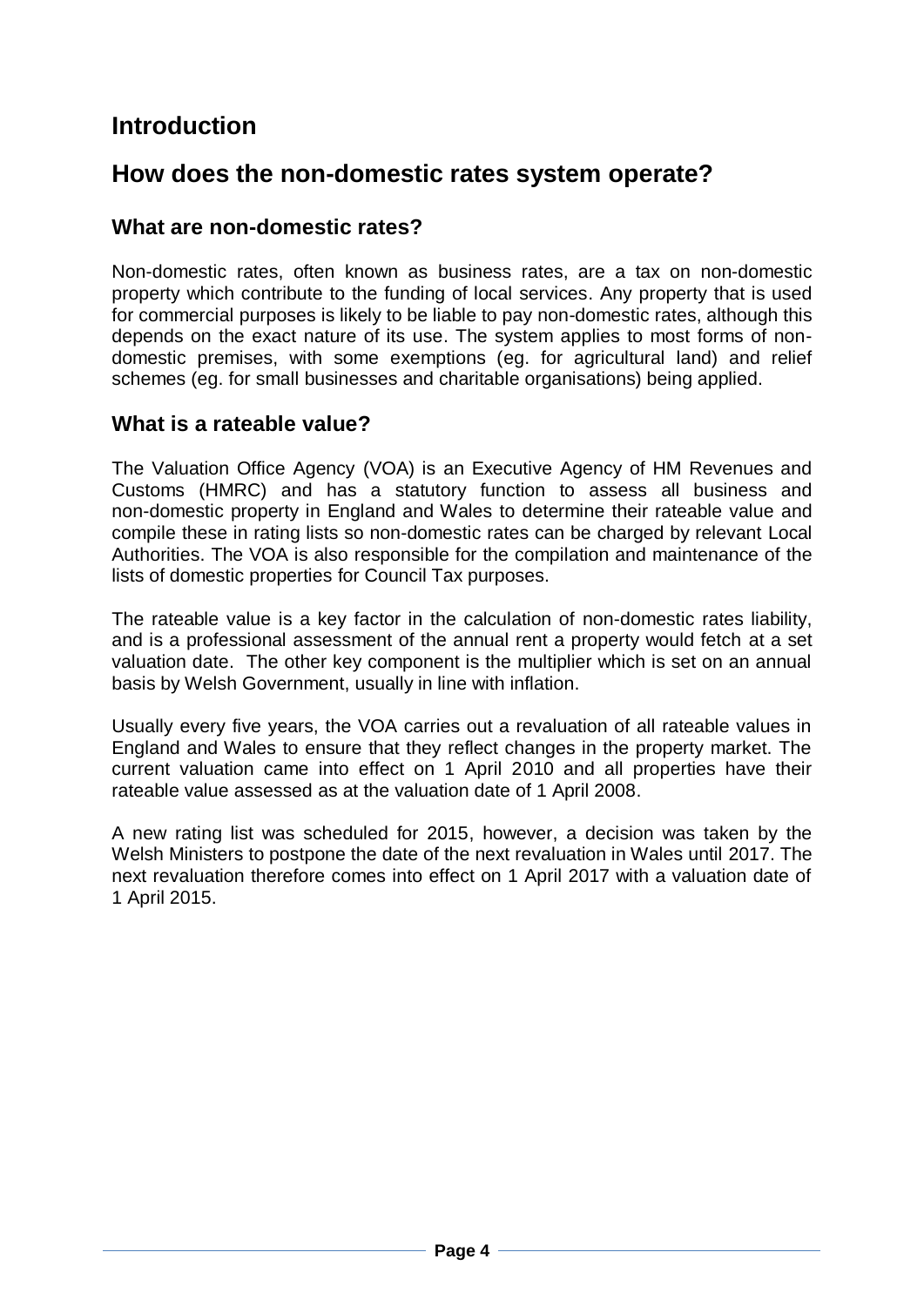# Introduction

# How does the non-domestic rates system operate?

## What are non-domestic rates?

Non-domestic rates, often known as business rates, are a tax on non-domestic property which contribute to the funding of local services. Any property that is used for commercial purposes is likely to be liable to pay non-domestic rates, although this depends on the exact nature of its use. The system applies to most forms of non-domestic premises, with some exemptions (eg. for agricultural land) and relief schemes (eg. for small businesses and charitable organisations) being applied.

## What is a rateable value?

The Valuation Office Agency (VOA) is an Executive Agency of HM Revenues and Customs (HMRC) and has a statutory function to assess all business and non-domestic property in England and Wales to determine their rateable value and compile these in rating lists so non-domestic rates can be charged by relevant Local Authorities. The VOA is also responsible for the compilation and maintenance of the lists of domestic properties for Council Tax purposes.

The rateable value is a key factor in the calculation of non-domestic rates liability, and is a professional assessment of the annual rent a property would fetch at a set valuation date. The other key component is the multiplier which is set on an annual basis by Welsh Government, usually in line with inflation.

Usually every five years, the VOA carries out a revaluation of all rateable values in England and Wales to ensure that they reflect changes in the property market. The current valuation came into effect on 1 April 2010 and all properties have their rateable value assessed as at the valuation date of 1 April 2008.

A new rating list was scheduled for 2015, however, a decision was taken by the Welsh Ministers to postpone the date of the next revaluation in Wales until 2017. The next revaluation therefore comes into effect on 1 April 2017 with a valuation date of 1 April 2015.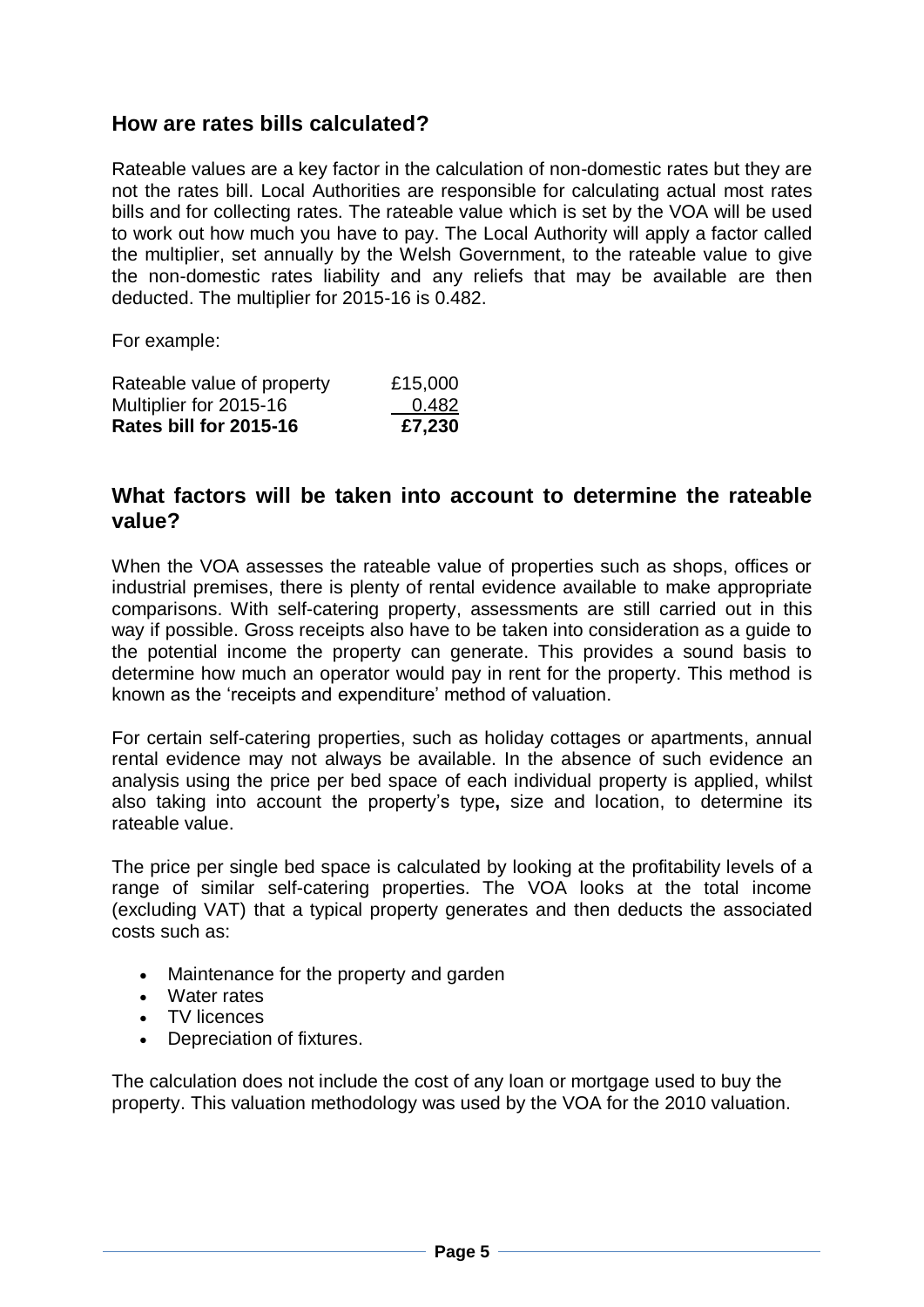## How are rates bills calculated?

Rateable values are a key factor in the calculation of non-domestic rates but they are not the rates bill. Local Authorities are responsible for calculating actual most rates bills and for collecting rates. The rateable value which is set by the VOA will be used to work out how much you have to pay. The Local Authority will apply a factor called the multiplier, set annually by the Welsh Government, to the rateable value to give the non-domestic rates liability and any reliefs that may be available are then deducted. The multiplier for 2015-16 is 0.482.

For example:

| | |
|---|---|
| Rateable value of property | £15,000 |
| Multiplier for 2015-16 | 0.482 |
| **Rates bill for 2015-16** | **£7,230** |

## What factors will be taken into account to determine the rateable value?

When the VOA assesses the rateable value of properties such as shops, offices or industrial premises, there is plenty of rental evidence available to make appropriate comparisons. With self-catering property, assessments are still carried out in this way if possible. Gross receipts also have to be taken into consideration as a guide to the potential income the property can generate. This provides a sound basis to determine how much an operator would pay in rent for the property. This method is known as the 'receipts and expenditure' method of valuation.

For certain self-catering properties, such as holiday cottages or apartments, annual rental evidence may not always be available. In the absence of such evidence an analysis using the price per bed space of each individual property is applied, whilst also taking into account the property's type**,** size and location, to determine its rateable value.

The price per single bed space is calculated by looking at the profitability levels of a range of similar self-catering properties. The VOA looks at the total income (excluding VAT) that a typical property generates and then deducts the associated costs such as:

- Maintenance for the property and garden
- Water rates
- TV licences
- Depreciation of fixtures.

The calculation does not include the cost of any loan or mortgage used to buy the property. This valuation methodology was used by the VOA for the 2010 valuation.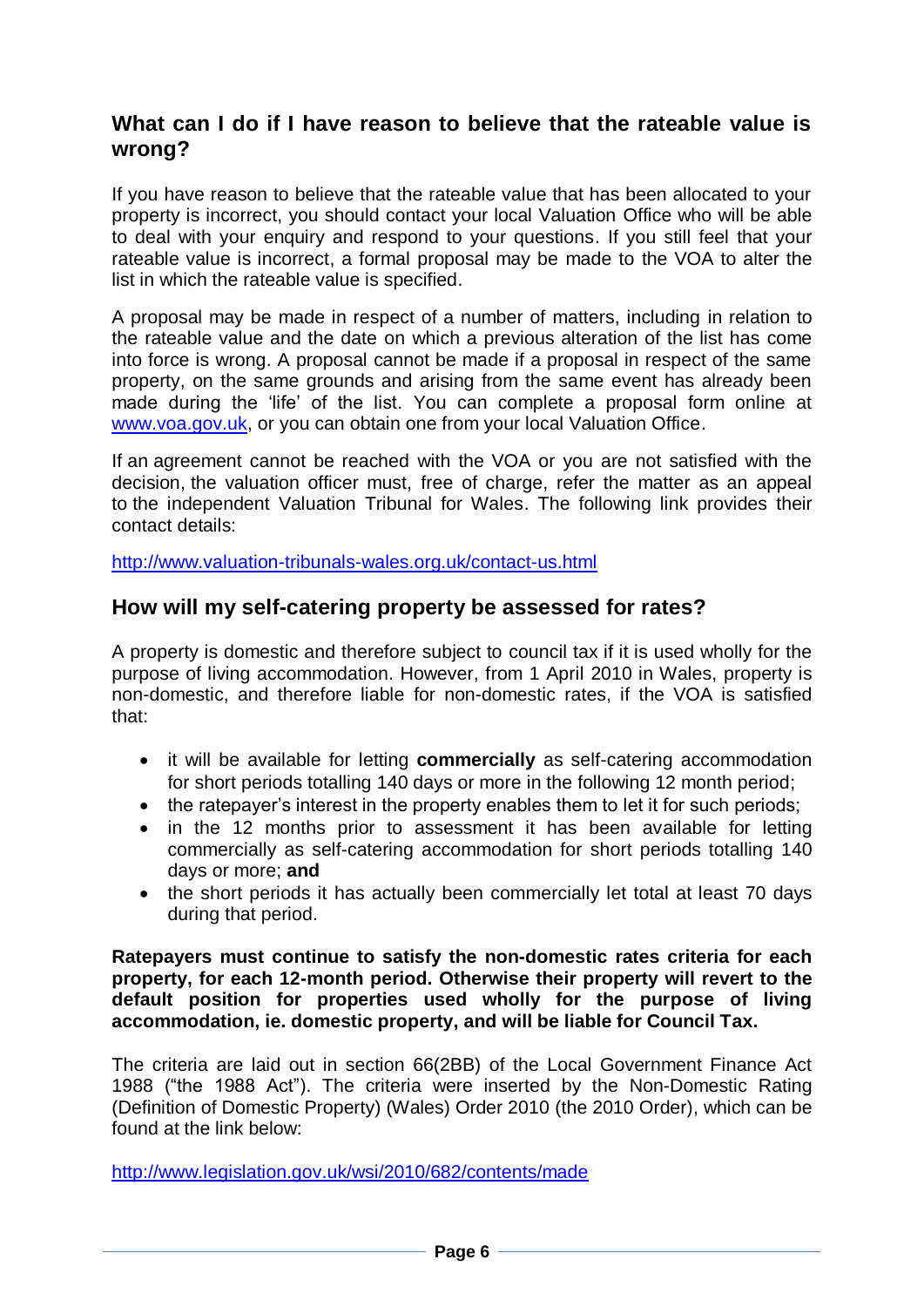## What can I do if I have reason to believe that the rateable value is wrong?

If you have reason to believe that the rateable value that has been allocated to your property is incorrect, you should contact your local Valuation Office who will be able to deal with your enquiry and respond to your questions. If you still feel that your rateable value is incorrect, a formal proposal may be made to the VOA to alter the list in which the rateable value is specified.

A proposal may be made in respect of a number of matters, including in relation to the rateable value and the date on which a previous alteration of the list has come into force is wrong. A proposal cannot be made if a proposal in respect of the same property, on the same grounds and arising from the same event has already been made during the 'life' of the list. You can complete a proposal form online at [www.voa.gov.uk](http://www.voa.gov.uk), or you can obtain one from your local Valuation Office.

If an agreement cannot be reached with the VOA or you are not satisfied with the decision, the valuation officer must, free of charge, refer the matter as an appeal to the independent Valuation Tribunal for Wales. The following link provides their contact details:

[http://www.valuation-tribunals-wales.org.uk/contact-us.html](http://www.valuation-tribunals-wales.org.uk/contact-us.html)

## How will my self-catering property be assessed for rates?

A property is domestic and therefore subject to council tax if it is used wholly for the purpose of living accommodation. However, from 1 April 2010 in Wales, property is non-domestic, and therefore liable for non-domestic rates, if the VOA is satisfied that:

- it will be available for letting **commercially** as self-catering accommodation for short periods totalling 140 days or more in the following 12 month period;
- the ratepayer's interest in the property enables them to let it for such periods;
- in the 12 months prior to assessment it has been available for letting commercially as self-catering accommodation for short periods totalling 140 days or more; **and**
- the short periods it has actually been commercially let total at least 70 days during that period.

**Ratepayers must continue to satisfy the non-domestic rates criteria for each property, for each 12-month period. Otherwise their property will revert to the default position for properties used wholly for the purpose of living accommodation, ie. domestic property, and will be liable for Council Tax.**

The criteria are laid out in section 66(2BB) of the Local Government Finance Act 1988 ("the 1988 Act"). The criteria were inserted by the Non-Domestic Rating (Definition of Domestic Property) (Wales) Order 2010 (the 2010 Order), which can be found at the link below:

[http://www.legislation.gov.uk/wsi/2010/682/contents/made](http://www.legislation.gov.uk/wsi/2010/682/contents/made)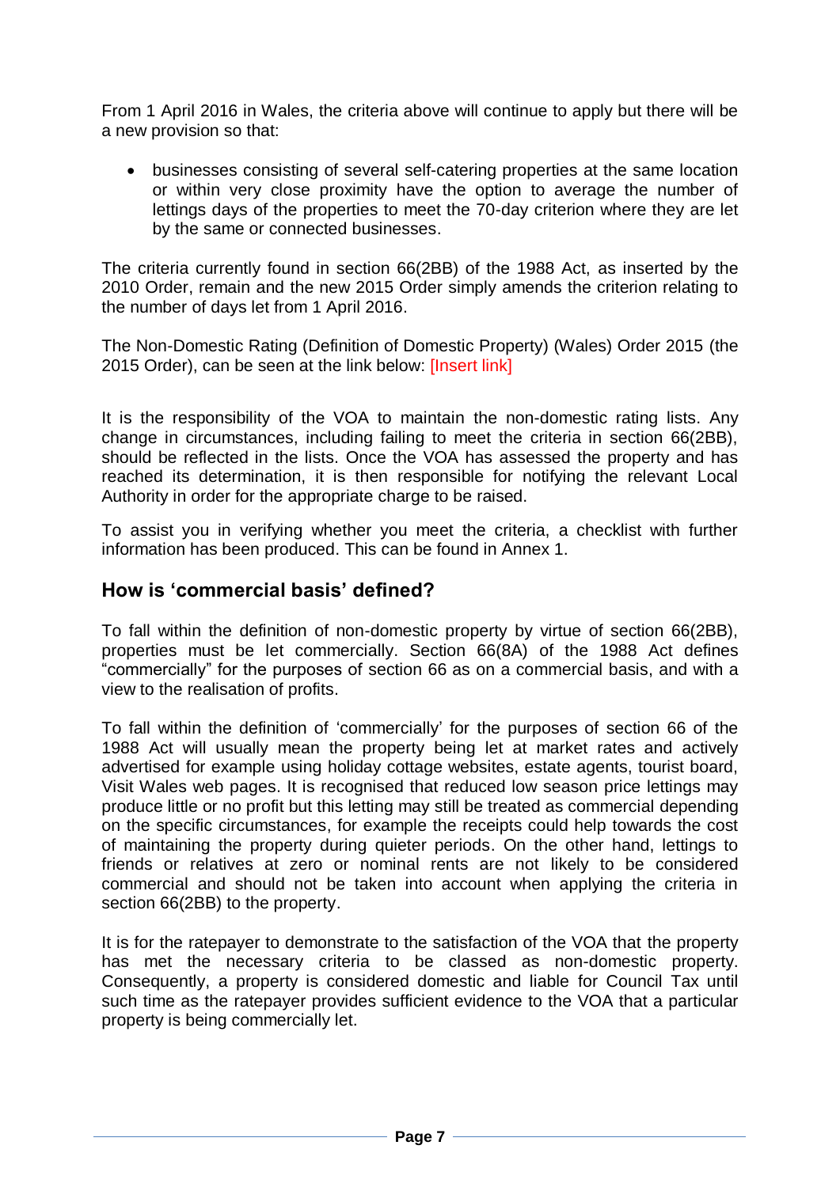From 1 April 2016 in Wales, the criteria above will continue to apply but there will be a new provision so that:

- businesses consisting of several self-catering properties at the same location or within very close proximity have the option to average the number of lettings days of the properties to meet the 70-day criterion where they are let by the same or connected businesses.

The criteria currently found in section 66(2BB) of the 1988 Act, as inserted by the 2010 Order, remain and the new 2015 Order simply amends the criterion relating to the number of days let from 1 April 2016.

The Non-Domestic Rating (Definition of Domestic Property) (Wales) Order 2015 (the 2015 Order), can be seen at the link below: [Insert link]

It is the responsibility of the VOA to maintain the non-domestic rating lists. Any change in circumstances, including failing to meet the criteria in section 66(2BB), should be reflected in the lists. Once the VOA has assessed the property and has reached its determination, it is then responsible for notifying the relevant Local Authority in order for the appropriate charge to be raised.

To assist you in verifying whether you meet the criteria, a checklist with further information has been produced. This can be found in Annex 1.

## How is 'commercial basis' defined?

To fall within the definition of non-domestic property by virtue of section 66(2BB), properties must be let commercially. Section 66(8A) of the 1988 Act defines "commercially" for the purposes of section 66 as on a commercial basis, and with a view to the realisation of profits.

To fall within the definition of 'commercially' for the purposes of section 66 of the 1988 Act will usually mean the property being let at market rates and actively advertised for example using holiday cottage websites, estate agents, tourist board, Visit Wales web pages. It is recognised that reduced low season price lettings may produce little or no profit but this letting may still be treated as commercial depending on the specific circumstances, for example the receipts could help towards the cost of maintaining the property during quieter periods. On the other hand, lettings to friends or relatives at zero or nominal rents are not likely to be considered commercial and should not be taken into account when applying the criteria in section 66(2BB) to the property.

It is for the ratepayer to demonstrate to the satisfaction of the VOA that the property has met the necessary criteria to be classed as non-domestic property. Consequently, a property is considered domestic and liable for Council Tax until such time as the ratepayer provides sufficient evidence to the VOA that a particular property is being commercially let.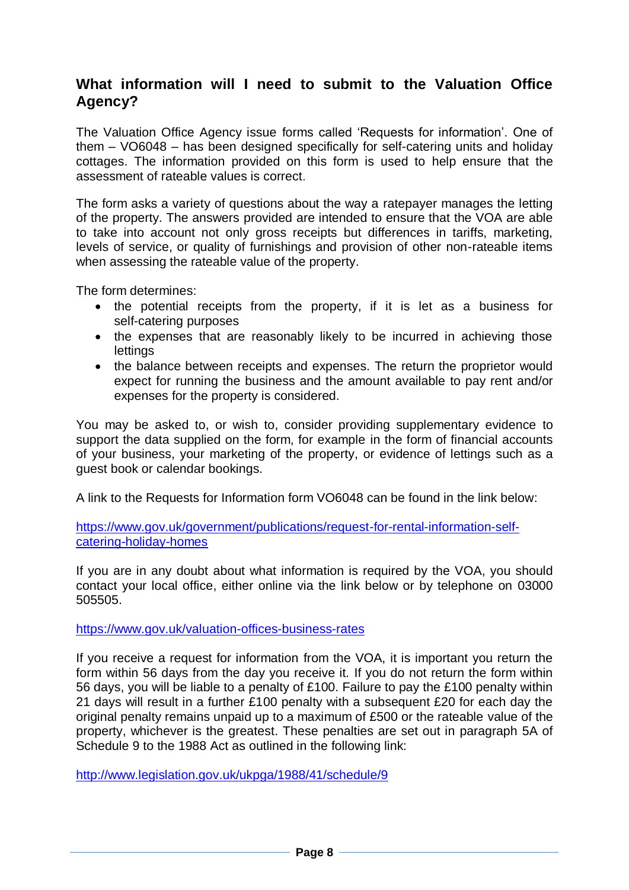## What information will I need to submit to the Valuation Office Agency?

The Valuation Office Agency issue forms called 'Requests for information'. One of them – VO6048 – has been designed specifically for self-catering units and holiday cottages. The information provided on this form is used to help ensure that the assessment of rateable values is correct.

The form asks a variety of questions about the way a ratepayer manages the letting of the property. The answers provided are intended to ensure that the VOA are able to take into account not only gross receipts but differences in tariffs, marketing, levels of service, or quality of furnishings and provision of other non-rateable items when assessing the rateable value of the property.

The form determines:

- the potential receipts from the property, if it is let as a business for self-catering purposes
- the expenses that are reasonably likely to be incurred in achieving those lettings
- the balance between receipts and expenses. The return the proprietor would expect for running the business and the amount available to pay rent and/or expenses for the property is considered.

You may be asked to, or wish to, consider providing supplementary evidence to support the data supplied on the form, for example in the form of financial accounts of your business, your marketing of the property, or evidence of lettings such as a guest book or calendar bookings.

A link to the Requests for Information form VO6048 can be found in the link below:

https://www.gov.uk/government/publications/request-for-rental-information-self-catering-holiday-homes

If you are in any doubt about what information is required by the VOA, you should contact your local office, either online via the link below or by telephone on 03000 505505.

https://www.gov.uk/valuation-offices-business-rates

If you receive a request for information from the VOA, it is important you return the form within 56 days from the day you receive it. If you do not return the form within 56 days, you will be liable to a penalty of £100. Failure to pay the £100 penalty within 21 days will result in a further £100 penalty with a subsequent £20 for each day the original penalty remains unpaid up to a maximum of £500 or the rateable value of the property, whichever is the greatest. These penalties are set out in paragraph 5A of Schedule 9 to the 1988 Act as outlined in the following link:

http://www.legislation.gov.uk/ukpga/1988/41/schedule/9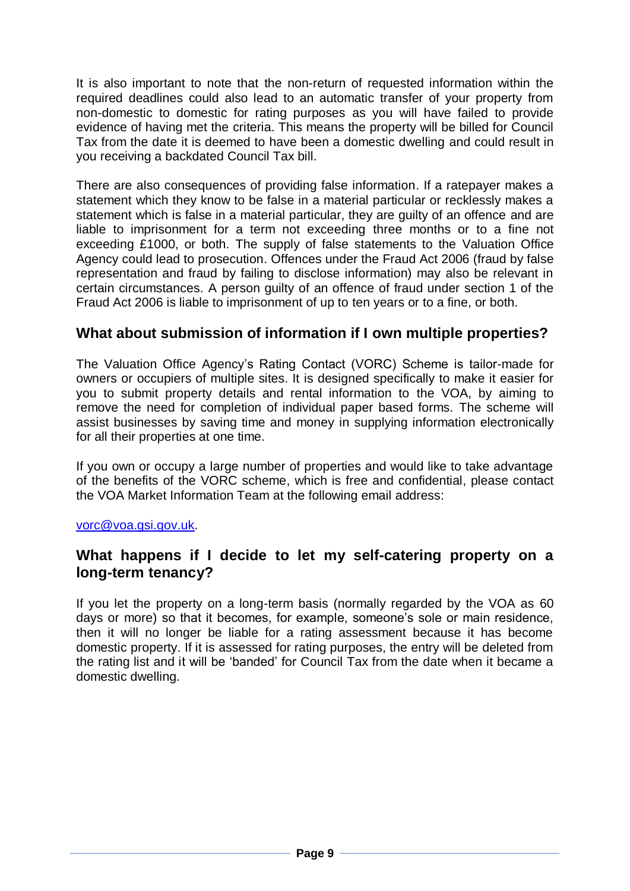It is also important to note that the non-return of requested information within the required deadlines could also lead to an automatic transfer of your property from non-domestic to domestic for rating purposes as you will have failed to provide evidence of having met the criteria. This means the property will be billed for Council Tax from the date it is deemed to have been a domestic dwelling and could result in you receiving a backdated Council Tax bill.

There are also consequences of providing false information. If a ratepayer makes a statement which they know to be false in a material particular or recklessly makes a statement which is false in a material particular, they are guilty of an offence and are liable to imprisonment for a term not exceeding three months or to a fine not exceeding £1000, or both. The supply of false statements to the Valuation Office Agency could lead to prosecution. Offences under the Fraud Act 2006 (fraud by false representation and fraud by failing to disclose information) may also be relevant in certain circumstances. A person guilty of an offence of fraud under section 1 of the Fraud Act 2006 is liable to imprisonment of up to ten years or to a fine, or both.

## What about submission of information if I own multiple properties?

The Valuation Office Agency's Rating Contact (VORC) Scheme is tailor-made for owners or occupiers of multiple sites. It is designed specifically to make it easier for you to submit property details and rental information to the VOA, by aiming to remove the need for completion of individual paper based forms. The scheme will assist businesses by saving time and money in supplying information electronically for all their properties at one time.

If you own or occupy a large number of properties and would like to take advantage of the benefits of the VORC scheme, which is free and confidential, please contact the VOA Market Information Team at the following email address:

vorc@voa.gsi.gov.uk.

## What happens if I decide to let my self-catering property on a long-term tenancy?

If you let the property on a long-term basis (normally regarded by the VOA as 60 days or more) so that it becomes, for example, someone's sole or main residence, then it will no longer be liable for a rating assessment because it has become domestic property. If it is assessed for rating purposes, the entry will be deleted from the rating list and it will be 'banded' for Council Tax from the date when it became a domestic dwelling.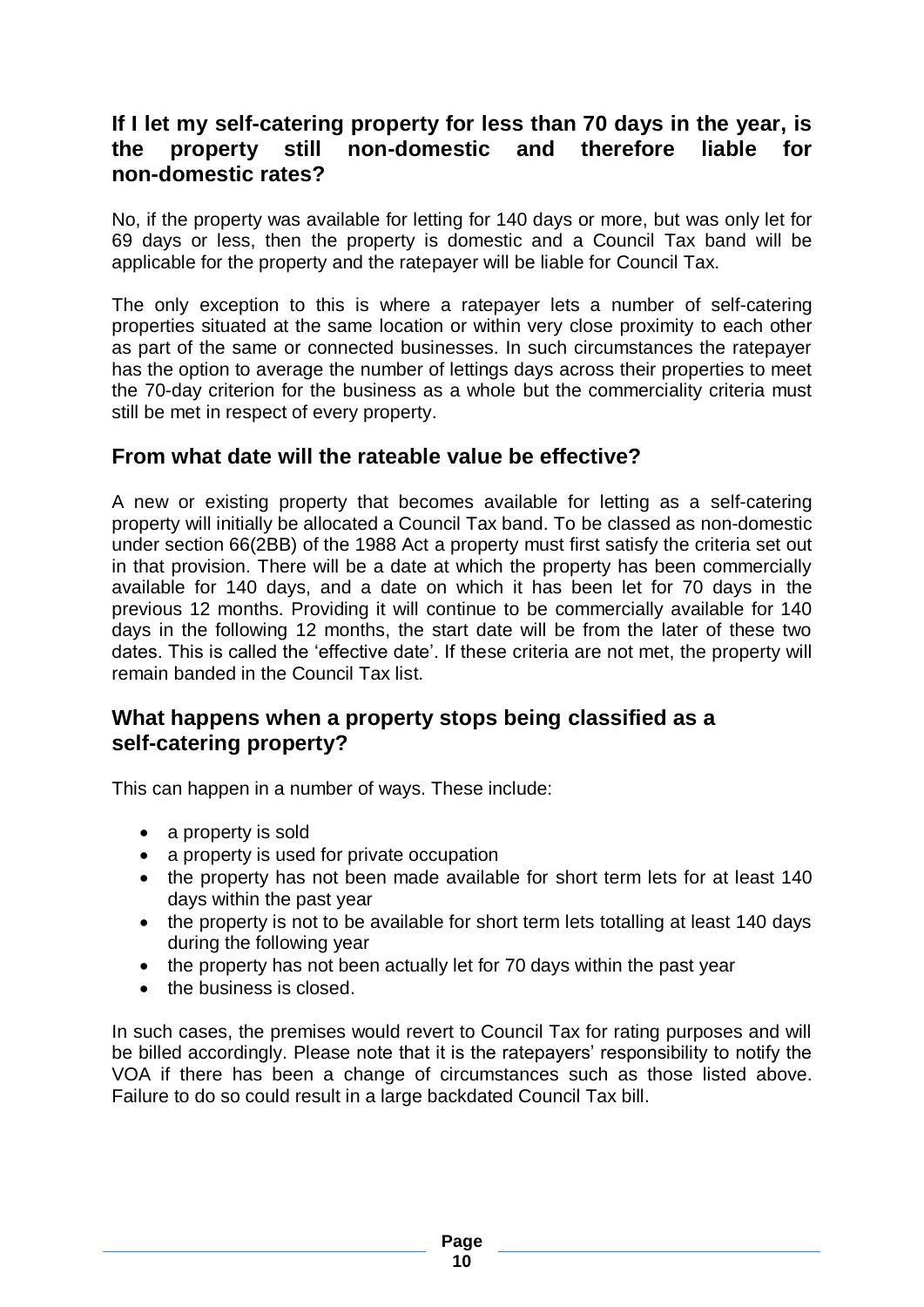## If I let my self-catering property for less than 70 days in the year, is the property still non-domestic and therefore liable for non-domestic rates?

No, if the property was available for letting for 140 days or more, but was only let for 69 days or less, then the property is domestic and a Council Tax band will be applicable for the property and the ratepayer will be liable for Council Tax.

The only exception to this is where a ratepayer lets a number of self-catering properties situated at the same location or within very close proximity to each other as part of the same or connected businesses. In such circumstances the ratepayer has the option to average the number of lettings days across their properties to meet the 70-day criterion for the business as a whole but the commerciality criteria must still be met in respect of every property.

## From what date will the rateable value be effective?

A new or existing property that becomes available for letting as a self-catering property will initially be allocated a Council Tax band. To be classed as non-domestic under section 66(2BB) of the 1988 Act a property must first satisfy the criteria set out in that provision. There will be a date at which the property has been commercially available for 140 days, and a date on which it has been let for 70 days in the previous 12 months. Providing it will continue to be commercially available for 140 days in the following 12 months, the start date will be from the later of these two dates. This is called the 'effective date'. If these criteria are not met, the property will remain banded in the Council Tax list.

## What happens when a property stops being classified as a self-catering property?

This can happen in a number of ways. These include:

- a property is sold
- a property is used for private occupation
- the property has not been made available for short term lets for at least 140 days within the past year
- the property is not to be available for short term lets totalling at least 140 days during the following year
- the property has not been actually let for 70 days within the past year
- the business is closed.

In such cases, the premises would revert to Council Tax for rating purposes and will be billed accordingly. Please note that it is the ratepayers' responsibility to notify the VOA if there has been a change of circumstances such as those listed above. Failure to do so could result in a large backdated Council Tax bill.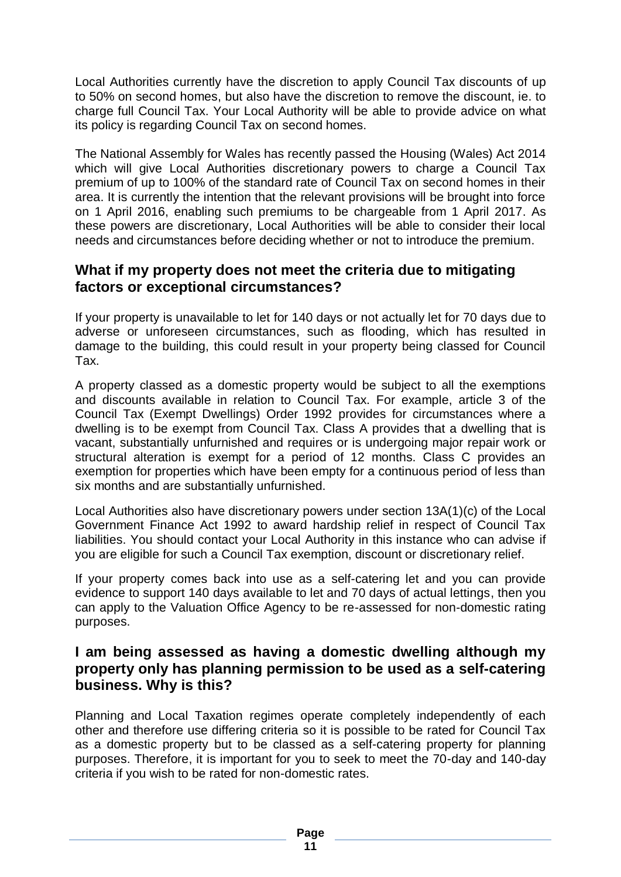Local Authorities currently have the discretion to apply Council Tax discounts of up to 50% on second homes, but also have the discretion to remove the discount, ie. to charge full Council Tax. Your Local Authority will be able to provide advice on what its policy is regarding Council Tax on second homes.

The National Assembly for Wales has recently passed the Housing (Wales) Act 2014 which will give Local Authorities discretionary powers to charge a Council Tax premium of up to 100% of the standard rate of Council Tax on second homes in their area. It is currently the intention that the relevant provisions will be brought into force on 1 April 2016, enabling such premiums to be chargeable from 1 April 2017. As these powers are discretionary, Local Authorities will be able to consider their local needs and circumstances before deciding whether or not to introduce the premium.

## What if my property does not meet the criteria due to mitigating factors or exceptional circumstances?

If your property is unavailable to let for 140 days or not actually let for 70 days due to adverse or unforeseen circumstances, such as flooding, which has resulted in damage to the building, this could result in your property being classed for Council Tax.

A property classed as a domestic property would be subject to all the exemptions and discounts available in relation to Council Tax. For example, article 3 of the Council Tax (Exempt Dwellings) Order 1992 provides for circumstances where a dwelling is to be exempt from Council Tax. Class A provides that a dwelling that is vacant, substantially unfurnished and requires or is undergoing major repair work or structural alteration is exempt for a period of 12 months. Class C provides an exemption for properties which have been empty for a continuous period of less than six months and are substantially unfurnished.

Local Authorities also have discretionary powers under section 13A(1)(c) of the Local Government Finance Act 1992 to award hardship relief in respect of Council Tax liabilities. You should contact your Local Authority in this instance who can advise if you are eligible for such a Council Tax exemption, discount or discretionary relief.

If your property comes back into use as a self-catering let and you can provide evidence to support 140 days available to let and 70 days of actual lettings, then you can apply to the Valuation Office Agency to be re-assessed for non-domestic rating purposes.

## I am being assessed as having a domestic dwelling although my property only has planning permission to be used as a self-catering business. Why is this?

Planning and Local Taxation regimes operate completely independently of each other and therefore use differing criteria so it is possible to be rated for Council Tax as a domestic property but to be classed as a self-catering property for planning purposes. Therefore, it is important for you to seek to meet the 70-day and 140-day criteria if you wish to be rated for non-domestic rates.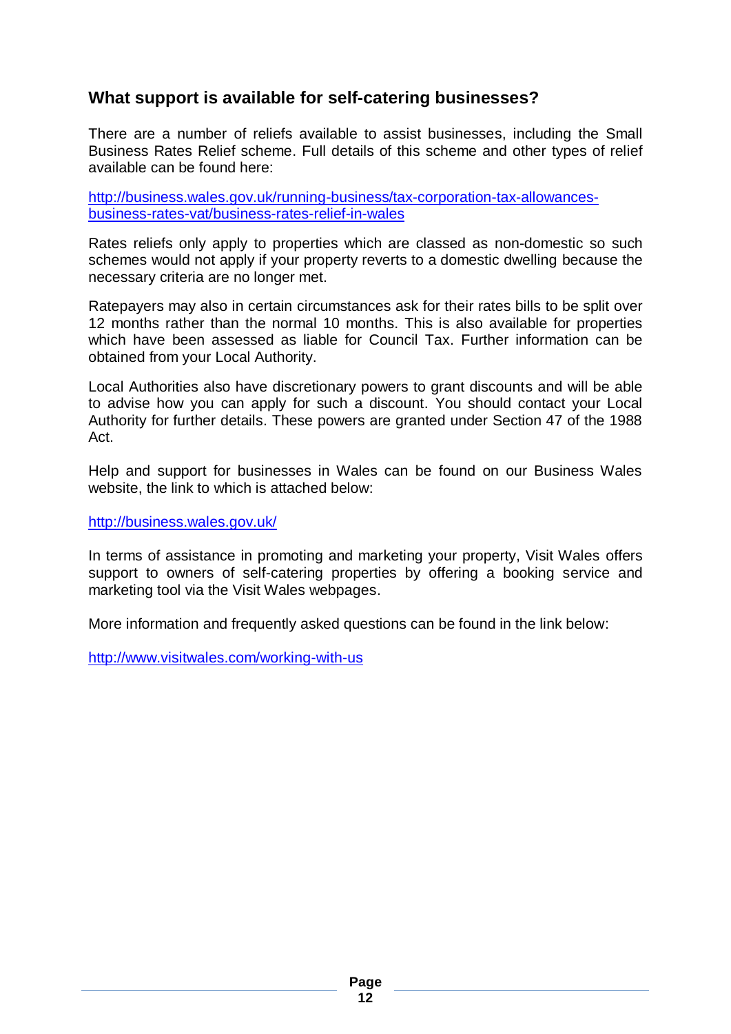## What support is available for self-catering businesses?

There are a number of reliefs available to assist businesses, including the Small Business Rates Relief scheme. Full details of this scheme and other types of relief available can be found here:

http://business.wales.gov.uk/running-business/tax-corporation-tax-allowances-business-rates-vat/business-rates-relief-in-wales

Rates reliefs only apply to properties which are classed as non-domestic so such schemes would not apply if your property reverts to a domestic dwelling because the necessary criteria are no longer met.

Ratepayers may also in certain circumstances ask for their rates bills to be split over 12 months rather than the normal 10 months. This is also available for properties which have been assessed as liable for Council Tax. Further information can be obtained from your Local Authority.

Local Authorities also have discretionary powers to grant discounts and will be able to advise how you can apply for such a discount. You should contact your Local Authority for further details. These powers are granted under Section 47 of the 1988 Act.

Help and support for businesses in Wales can be found on our Business Wales website, the link to which is attached below:

http://business.wales.gov.uk/

In terms of assistance in promoting and marketing your property, Visit Wales offers support to owners of self-catering properties by offering a booking service and marketing tool via the Visit Wales webpages.

More information and frequently asked questions can be found in the link below:

http://www.visitwales.com/working-with-us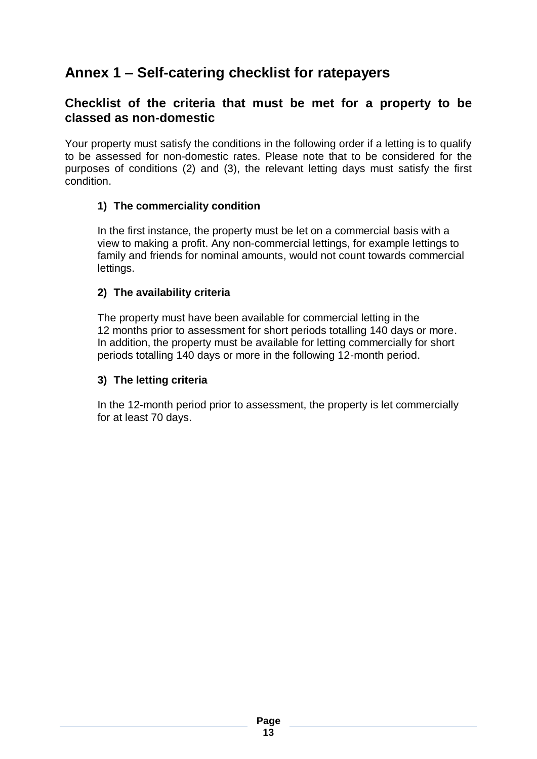# Annex 1 – Self-catering checklist for ratepayers

## Checklist of the criteria that must be met for a property to be classed as non-domestic

Your property must satisfy the conditions in the following order if a letting is to qualify to be assessed for non-domestic rates. Please note that to be considered for the purposes of conditions (2) and (3), the relevant letting days must satisfy the first condition.

### 1) The commerciality condition

In the first instance, the property must be let on a commercial basis with a view to making a profit. Any non-commercial lettings, for example lettings to family and friends for nominal amounts, would not count towards commercial lettings.

### 2) The availability criteria

The property must have been available for commercial letting in the 12 months prior to assessment for short periods totalling 140 days or more. In addition, the property must be available for letting commercially for short periods totalling 140 days or more in the following 12-month period.

### 3) The letting criteria

In the 12-month period prior to assessment, the property is let commercially for at least 70 days.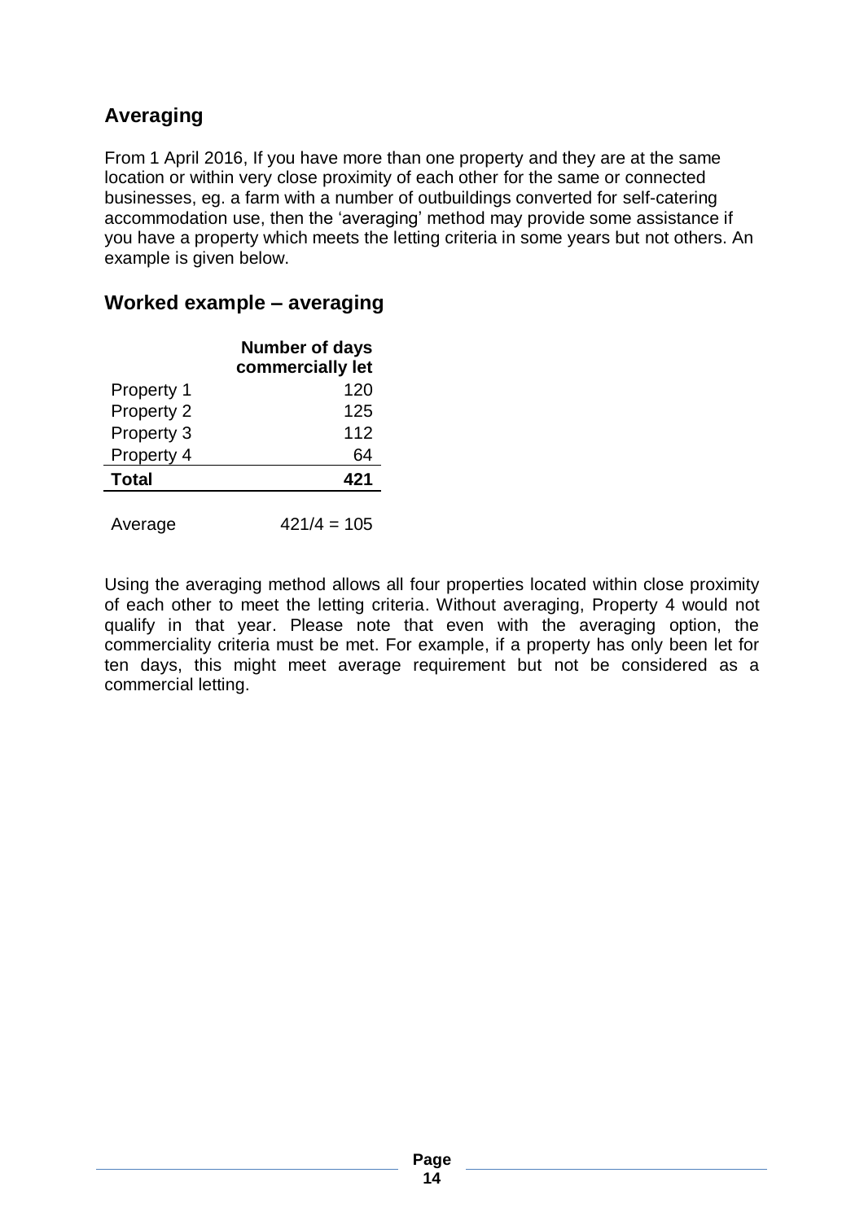## Averaging

From 1 April 2016, If you have more than one property and they are at the same location or within very close proximity of each other for the same or connected businesses, eg. a farm with a number of outbuildings converted for self-catering accommodation use, then the 'averaging' method may provide some assistance if you have a property which meets the letting criteria in some years but not others. An example is given below.

## Worked example – averaging

| | **Number of days commercially let** |
|---|---|
| Property 1 | 120 |
| Property 2 | 125 |
| Property 3 | 112 |
| Property 4 | 64 |
| **Total** | **421** |
| Average | 421/4 = 105 |

Using the averaging method allows all four properties located within close proximity of each other to meet the letting criteria. Without averaging, Property 4 would not qualify in that year. Please note that even with the averaging option, the commerciality criteria must be met. For example, if a property has only been let for ten days, this might meet average requirement but not be considered as a commercial letting.